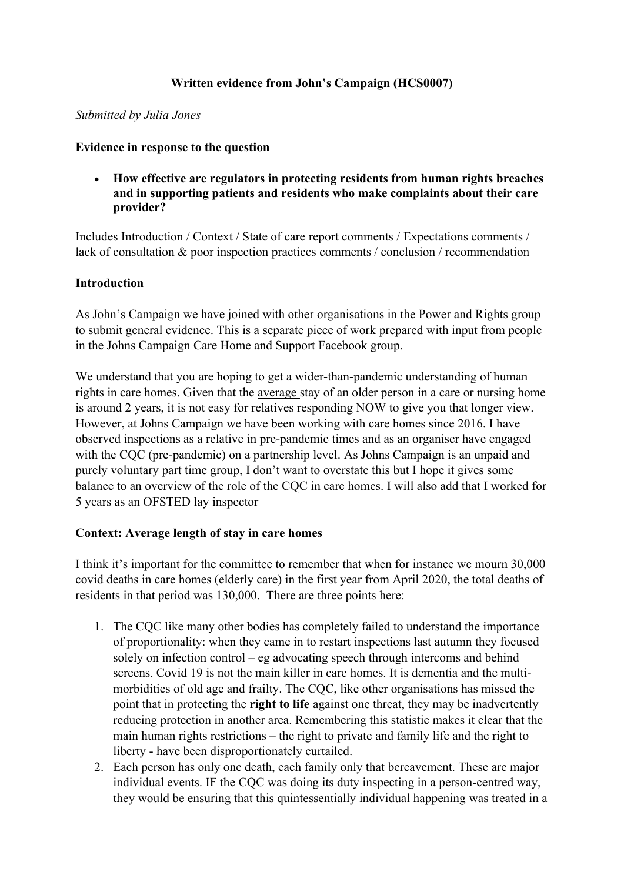# Written evidence from John's Campaign (HCS0007)

*Submitted by Julia Jones*

**Evidence in response to the question**

- **How effective are regulators in protecting residents from human rights breaches and in supporting patients and residents who make complaints about their care provider?**

Includes Introduction / Context / State of care report comments / Expectations comments / lack of consultation & poor inspection practices comments / conclusion / recommendation

## Introduction

As John's Campaign we have joined with other organisations in the Power and Rights group to submit general evidence. This is a separate piece of work prepared with input from people in the Johns Campaign Care Home and Support Facebook group.

We understand that you are hoping to get a wider-than-pandemic understanding of human rights in care homes. Given that the average stay of an older person in a care or nursing home is around 2 years, it is not easy for relatives responding NOW to give you that longer view. However, at Johns Campaign we have been working with care homes since 2016. I have observed inspections as a relative in pre-pandemic times and as an organiser have engaged with the CQC (pre-pandemic) on a partnership level. As Johns Campaign is an unpaid and purely voluntary part time group, I don't want to overstate this but I hope it gives some balance to an overview of the role of the CQC in care homes. I will also add that I worked for 5 years as an OFSTED lay inspector

## Context: Average length of stay in care homes

I think it's important for the committee to remember that when for instance we mourn 30,000 covid deaths in care homes (elderly care) in the first year from April 2020, the total deaths of residents in that period was 130,000. There are three points here:

1. The CQC like many other bodies has completely failed to understand the importance of proportionality: when they came in to restart inspections last autumn they focused solely on infection control – eg advocating speech through intercoms and behind screens. Covid 19 is not the main killer in care homes. It is dementia and the multi-morbidities of old age and frailty. The CQC, like other organisations has missed the point that in protecting the **right to life** against one threat, they may be inadvertently reducing protection in another area. Remembering this statistic makes it clear that the main human rights restrictions – the right to private and family life and the right to liberty - have been disproportionately curtailed.
2. Each person has only one death, each family only that bereavement. These are major individual events. IF the CQC was doing its duty inspecting in a person-centred way, they would be ensuring that this quintessentially individual happening was treated in a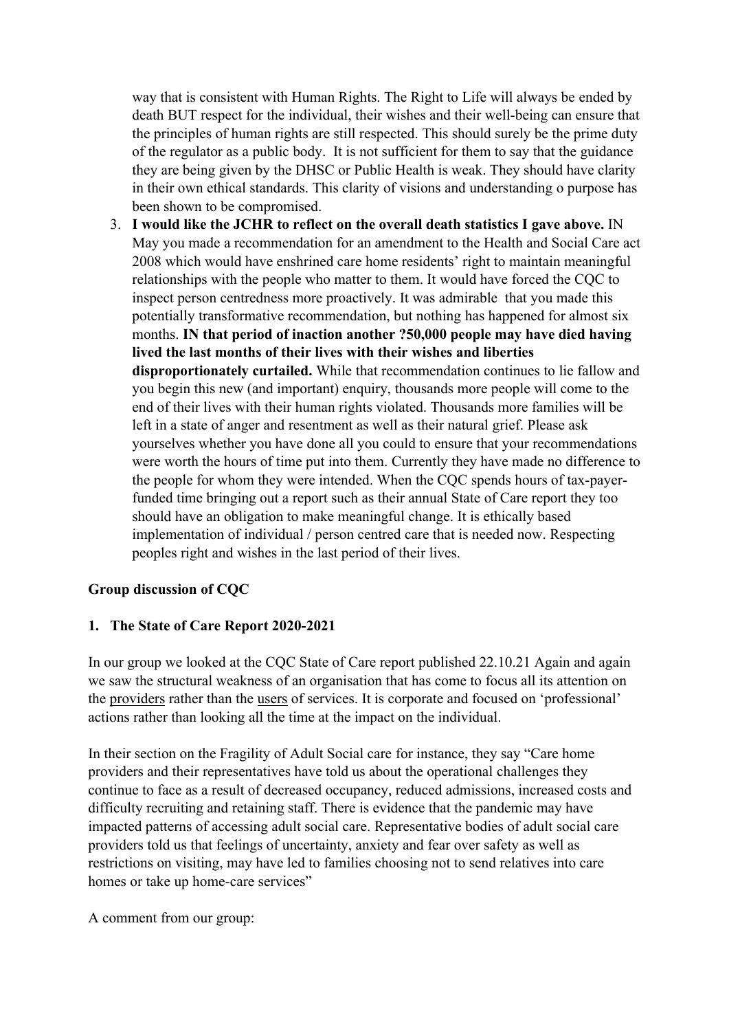way that is consistent with Human Rights. The Right to Life will always be ended by death BUT respect for the individual, their wishes and their well-being can ensure that the principles of human rights are still respected. This should surely be the prime duty of the regulator as a public body. It is not sufficient for them to say that the guidance they are being given by the DHSC or Public Health is weak. They should have clarity in their own ethical standards. This clarity of visions and understanding o purpose has been shown to be compromised.

3. **I would like the JCHR to reflect on the overall death statistics I gave above.** IN May you made a recommendation for an amendment to the Health and Social Care act 2008 which would have enshrined care home residents' right to maintain meaningful relationships with the people who matter to them. It would have forced the CQC to inspect person centredness more proactively. It was admirable that you made this potentially transformative recommendation, but nothing has happened for almost six months. **IN that period of inaction another ?50,000 people may have died having lived the last months of their lives with their wishes and liberties disproportionately curtailed.** While that recommendation continues to lie fallow and you begin this new (and important) enquiry, thousands more people will come to the end of their lives with their human rights violated. Thousands more families will be left in a state of anger and resentment as well as their natural grief. Please ask yourselves whether you have done all you could to ensure that your recommendations were worth the hours of time put into them. Currently they have made no difference to the people for whom they were intended. When the CQC spends hours of tax-payer-funded time bringing out a report such as their annual State of Care report they too should have an obligation to make meaningful change. It is ethically based implementation of individual / person centred care that is needed now. Respecting peoples right and wishes in the last period of their lives.

**Group discussion of CQC**

**1. The State of Care Report 2020-2021**

In our group we looked at the CQC State of Care report published 22.10.21 Again and again we saw the structural weakness of an organisation that has come to focus all its attention on the providers rather than the users of services. It is corporate and focused on 'professional' actions rather than looking all the time at the impact on the individual.

In their section on the Fragility of Adult Social care for instance, they say "Care home providers and their representatives have told us about the operational challenges they continue to face as a result of decreased occupancy, reduced admissions, increased costs and difficulty recruiting and retaining staff. There is evidence that the pandemic may have impacted patterns of accessing adult social care. Representative bodies of adult social care providers told us that feelings of uncertainty, anxiety and fear over safety as well as restrictions on visiting, may have led to families choosing not to send relatives into care homes or take up home-care services"

A comment from our group: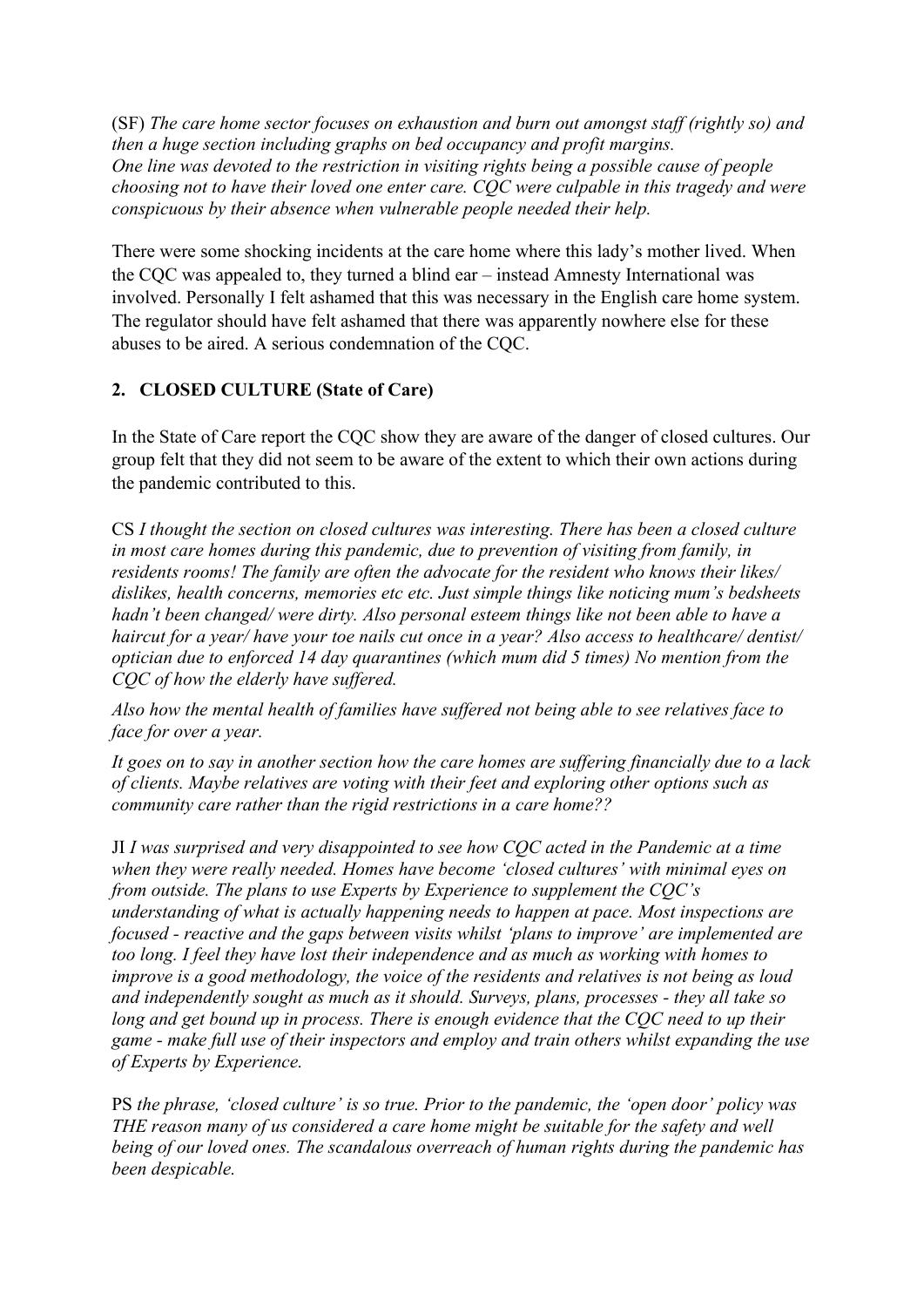(SF) *The care home sector focuses on exhaustion and burn out amongst staff (rightly so) and then a huge section including graphs on bed occupancy and profit margins.*
*One line was devoted to the restriction in visiting rights being a possible cause of people choosing not to have their loved one enter care. CQC were culpable in this tragedy and were conspicuous by their absence when vulnerable people needed their help.*

There were some shocking incidents at the care home where this lady's mother lived. When the CQC was appealed to, they turned a blind ear – instead Amnesty International was involved. Personally I felt ashamed that this was necessary in the English care home system. The regulator should have felt ashamed that there was apparently nowhere else for these abuses to be aired. A serious condemnation of the CQC.

## 2. CLOSED CULTURE (State of Care)

In the State of Care report the CQC show they are aware of the danger of closed cultures. Our group felt that they did not seem to be aware of the extent to which their own actions during the pandemic contributed to this.

CS *I thought the section on closed cultures was interesting. There has been a closed culture in most care homes during this pandemic, due to prevention of visiting from family, in residents rooms! The family are often the advocate for the resident who knows their likes/ dislikes, health concerns, memories etc etc. Just simple things like noticing mum's bedsheets hadn't been changed/ were dirty. Also personal esteem things like not been able to have a haircut for a year/ have your toe nails cut once in a year? Also access to healthcare/ dentist/ optician due to enforced 14 day quarantines (which mum did 5 times) No mention from the CQC of how the elderly have suffered.*

*Also how the mental health of families have suffered not being able to see relatives face to face for over a year.*

*It goes on to say in another section how the care homes are suffering financially due to a lack of clients. Maybe relatives are voting with their feet and exploring other options such as community care rather than the rigid restrictions in a care home??*

JI *I was surprised and very disappointed to see how CQC acted in the Pandemic at a time when they were really needed. Homes have become 'closed cultures' with minimal eyes on from outside. The plans to use Experts by Experience to supplement the CQC's understanding of what is actually happening needs to happen at pace. Most inspections are focused - reactive and the gaps between visits whilst 'plans to improve' are implemented are too long. I feel they have lost their independence and as much as working with homes to improve is a good methodology, the voice of the residents and relatives is not being as loud and independently sought as much as it should. Surveys, plans, processes - they all take so long and get bound up in process. There is enough evidence that the CQC need to up their game - make full use of their inspectors and employ and train others whilst expanding the use of Experts by Experience.*

PS *the phrase, 'closed culture' is so true. Prior to the pandemic, the 'open door' policy was THE reason many of us considered a care home might be suitable for the safety and well being of our loved ones. The scandalous overreach of human rights during the pandemic has been despicable.*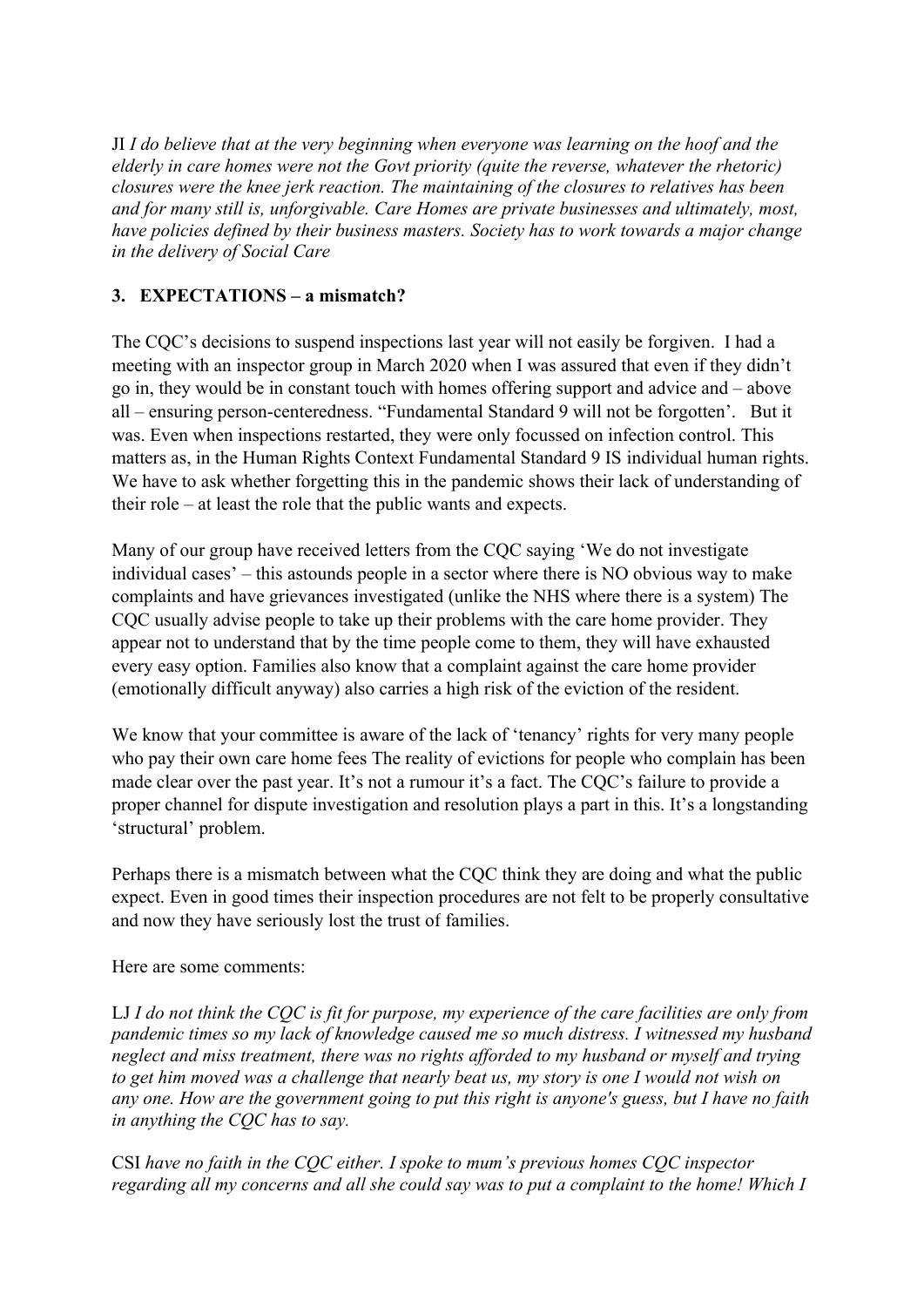JI *I do believe that at the very beginning when everyone was learning on the hoof and the elderly in care homes were not the Govt priority (quite the reverse, whatever the rhetoric) closures were the knee jerk reaction. The maintaining of the closures to relatives has been and for many still is, unforgivable. Care Homes are private businesses and ultimately, most, have policies defined by their business masters. Society has to work towards a major change in the delivery of Social Care*

## 3. EXPECTATIONS – a mismatch?

The CQC's decisions to suspend inspections last year will not easily be forgiven. I had a meeting with an inspector group in March 2020 when I was assured that even if they didn't go in, they would be in constant touch with homes offering support and advice and – above all – ensuring person-centeredness. "Fundamental Standard 9 will not be forgotten'. But it was. Even when inspections restarted, they were only focussed on infection control. This matters as, in the Human Rights Context Fundamental Standard 9 IS individual human rights. We have to ask whether forgetting this in the pandemic shows their lack of understanding of their role – at least the role that the public wants and expects.

Many of our group have received letters from the CQC saying 'We do not investigate individual cases' – this astounds people in a sector where there is NO obvious way to make complaints and have grievances investigated (unlike the NHS where there is a system) The CQC usually advise people to take up their problems with the care home provider. They appear not to understand that by the time people come to them, they will have exhausted every easy option. Families also know that a complaint against the care home provider (emotionally difficult anyway) also carries a high risk of the eviction of the resident.

We know that your committee is aware of the lack of 'tenancy' rights for very many people who pay their own care home fees The reality of evictions for people who complain has been made clear over the past year. It's not a rumour it's a fact. The CQC's failure to provide a proper channel for dispute investigation and resolution plays a part in this. It's a longstanding 'structural' problem.

Perhaps there is a mismatch between what the CQC think they are doing and what the public expect. Even in good times their inspection procedures are not felt to be properly consultative and now they have seriously lost the trust of families.

Here are some comments:

LJ *I do not think the CQC is fit for purpose, my experience of the care facilities are only from pandemic times so my lack of knowledge caused me so much distress. I witnessed my husband neglect and miss treatment, there was no rights afforded to my husband or myself and trying to get him moved was a challenge that nearly beat us, my story is one I would not wish on any one. How are the government going to put this right is anyone's guess, but I have no faith in anything the CQC has to say.*

CSI *have no faith in the CQC either. I spoke to mum's previous homes CQC inspector regarding all my concerns and all she could say was to put a complaint to the home! Which I*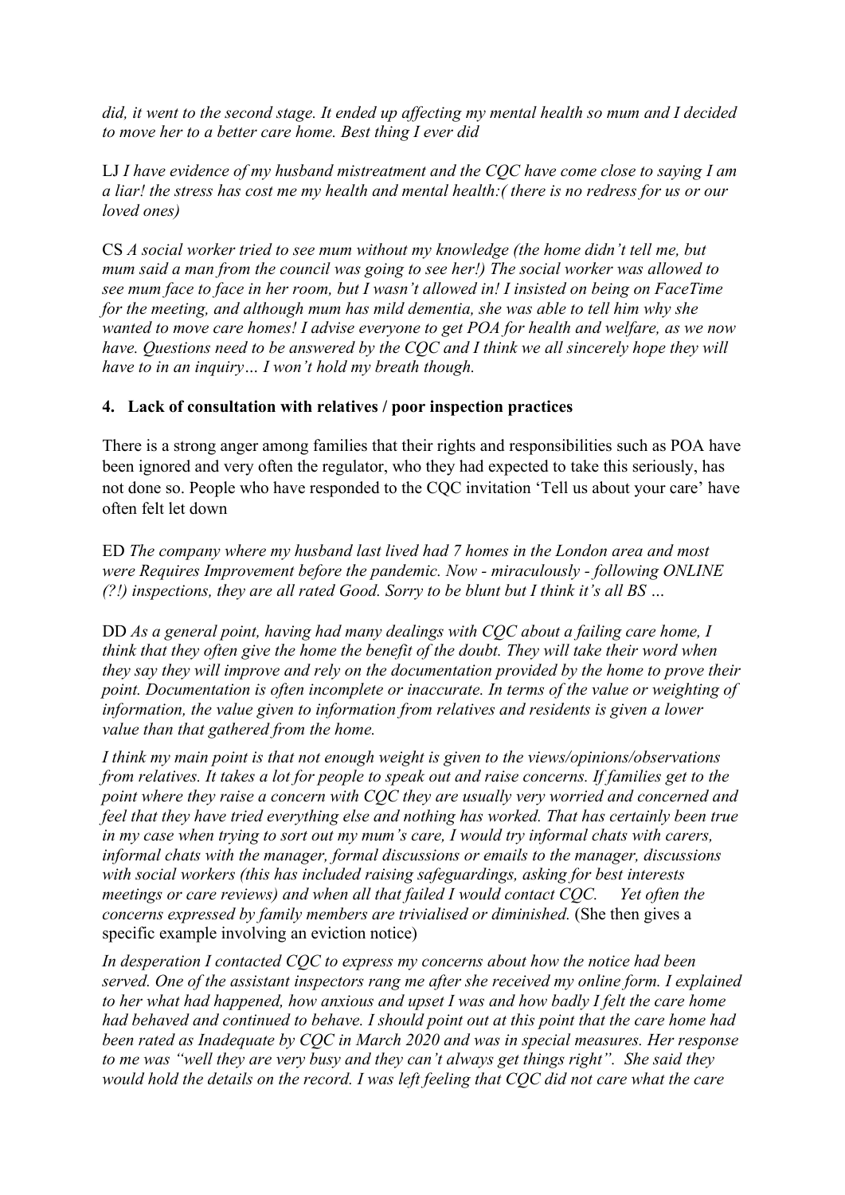*did, it went to the second stage. It ended up affecting my mental health so mum and I decided to move her to a better care home. Best thing I ever did*

LJ *I have evidence of my husband mistreatment and the CQC have come close to saying I am a liar! the stress has cost me my health and mental health:( there is no redress for us or our loved ones)*

CS *A social worker tried to see mum without my knowledge (the home didn't tell me, but mum said a man from the council was going to see her!) The social worker was allowed to see mum face to face in her room, but I wasn't allowed in! I insisted on being on FaceTime for the meeting, and although mum has mild dementia, she was able to tell him why she wanted to move care homes! I advise everyone to get POA for health and welfare, as we now have. Questions need to be answered by the CQC and I think we all sincerely hope they will have to in an inquiry… I won't hold my breath though.*

### 4. Lack of consultation with relatives / poor inspection practices

There is a strong anger among families that their rights and responsibilities such as POA have been ignored and very often the regulator, who they had expected to take this seriously, has not done so. People who have responded to the CQC invitation 'Tell us about your care' have often felt let down

ED *The company where my husband last lived had 7 homes in the London area and most were Requires Improvement before the pandemic. Now - miraculously - following ONLINE (?!) inspections, they are all rated Good. Sorry to be blunt but I think it's all BS …*

DD *As a general point, having had many dealings with CQC about a failing care home, I think that they often give the home the benefit of the doubt. They will take their word when they say they will improve and rely on the documentation provided by the home to prove their point. Documentation is often incomplete or inaccurate. In terms of the value or weighting of information, the value given to information from relatives and residents is given a lower value than that gathered from the home.*

*I think my main point is that not enough weight is given to the views/opinions/observations from relatives. It takes a lot for people to speak out and raise concerns. If families get to the point where they raise a concern with CQC they are usually very worried and concerned and feel that they have tried everything else and nothing has worked. That has certainly been true in my case when trying to sort out my mum's care, I would try informal chats with carers, informal chats with the manager, formal discussions or emails to the manager, discussions with social workers (this has included raising safeguardings, asking for best interests meetings or care reviews) and when all that failed I would contact CQC. Yet often the concerns expressed by family members are trivialised or diminished.* (She then gives a specific example involving an eviction notice)

*In desperation I contacted CQC to express my concerns about how the notice had been served. One of the assistant inspectors rang me after she received my online form. I explained to her what had happened, how anxious and upset I was and how badly I felt the care home had behaved and continued to behave. I should point out at this point that the care home had been rated as Inadequate by CQC in March 2020 and was in special measures. Her response to me was "well they are very busy and they can't always get things right". She said they would hold the details on the record. I was left feeling that CQC did not care what the care*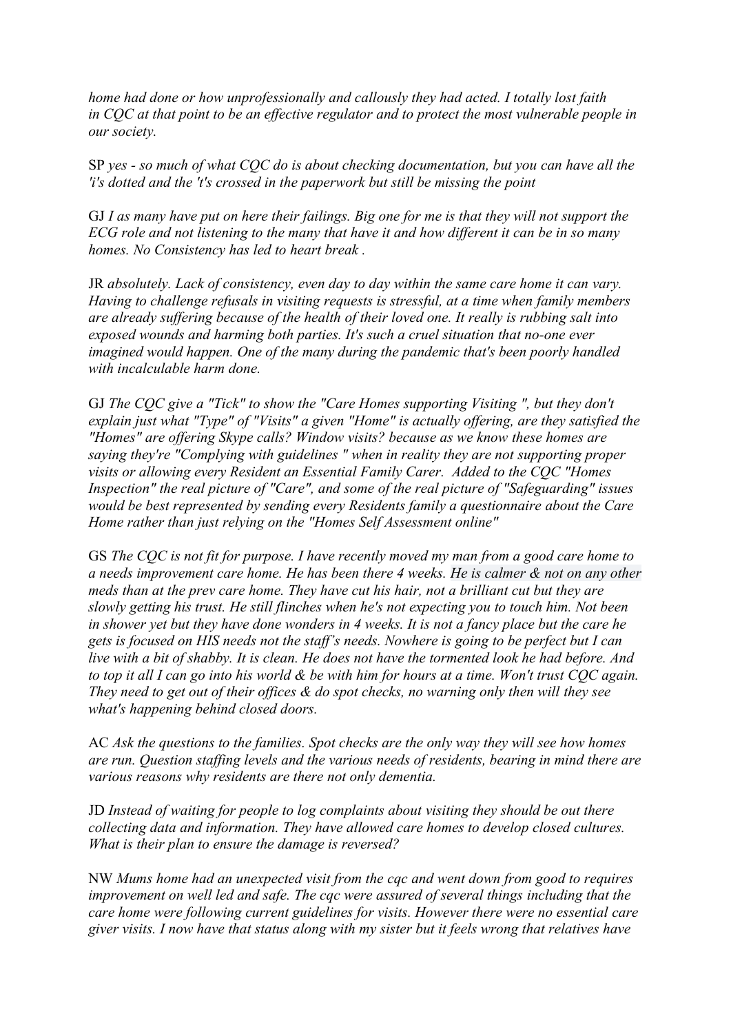*home had done or how unprofessionally and callously they had acted. I totally lost faith in CQC at that point to be an effective regulator and to protect the most vulnerable people in our society.*

SP *yes - so much of what CQC do is about checking documentation, but you can have all the 'i's dotted and the 't's crossed in the paperwork but still be missing the point*

GJ *I as many have put on here their failings. Big one for me is that they will not support the ECG role and not listening to the many that have it and how different it can be in so many homes. No Consistency has led to heart break .*

JR *absolutely. Lack of consistency, even day to day within the same care home it can vary. Having to challenge refusals in visiting requests is stressful, at a time when family members are already suffering because of the health of their loved one. It really is rubbing salt into exposed wounds and harming both parties. It's such a cruel situation that no-one ever imagined would happen. One of the many during the pandemic that's been poorly handled with incalculable harm done.*

GJ *The CQC give a "Tick" to show the "Care Homes supporting Visiting ", but they don't explain just what "Type" of "Visits" a given "Home" is actually offering, are they satisfied the "Homes" are offering Skype calls? Window visits? because as we know these homes are saying they're "Complying with guidelines " when in reality they are not supporting proper visits or allowing every Resident an Essential Family Carer. Added to the CQC "Homes Inspection" the real picture of "Care", and some of the real picture of "Safeguarding" issues would be best represented by sending every Residents family a questionnaire about the Care Home rather than just relying on the "Homes Self Assessment online"*

GS *The CQC is not fit for purpose. I have recently moved my man from a good care home to a needs improvement care home. He has been there 4 weeks. He is calmer & not on any other meds than at the prev care home. They have cut his hair, not a brilliant cut but they are slowly getting his trust. He still flinches when he's not expecting you to touch him. Not been in shower yet but they have done wonders in 4 weeks. It is not a fancy place but the care he gets is focused on HIS needs not the staff's needs. Nowhere is going to be perfect but I can live with a bit of shabby. It is clean. He does not have the tormented look he had before. And to top it all I can go into his world & be with him for hours at a time. Won't trust CQC again. They need to get out of their offices & do spot checks, no warning only then will they see what's happening behind closed doors.*

AC *Ask the questions to the families. Spot checks are the only way they will see how homes are run. Question staffing levels and the various needs of residents, bearing in mind there are various reasons why residents are there not only dementia.*

JD *Instead of waiting for people to log complaints about visiting they should be out there collecting data and information. They have allowed care homes to develop closed cultures. What is their plan to ensure the damage is reversed?*

NW *Mums home had an unexpected visit from the cqc and went down from good to requires improvement on well led and safe. The cqc were assured of several things including that the care home were following current guidelines for visits. However there were no essential care giver visits. I now have that status along with my sister but it feels wrong that relatives have*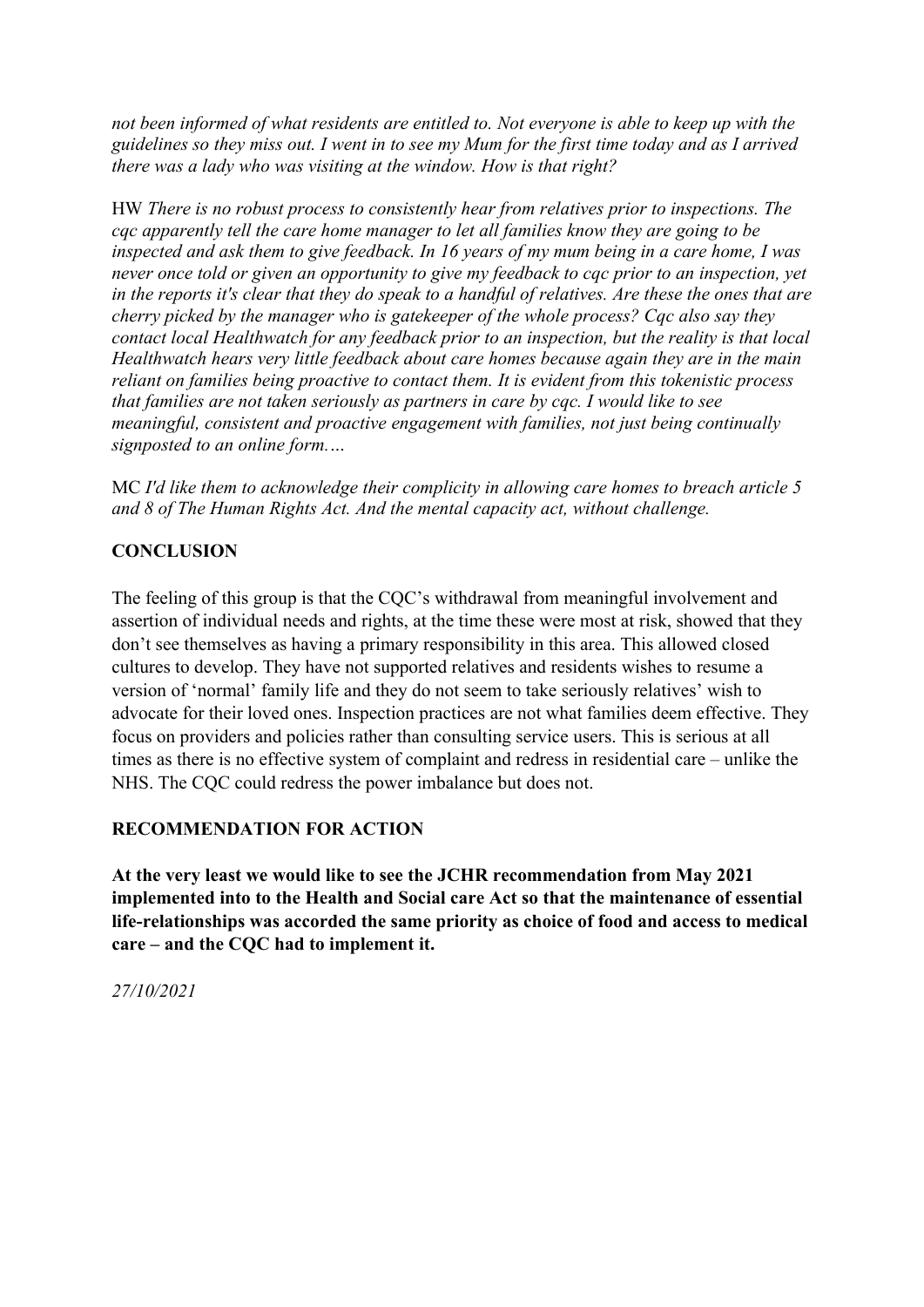*not been informed of what residents are entitled to. Not everyone is able to keep up with the guidelines so they miss out. I went in to see my Mum for the first time today and as I arrived there was a lady who was visiting at the window. How is that right?*

HW *There is no robust process to consistently hear from relatives prior to inspections. The cqc apparently tell the care home manager to let all families know they are going to be inspected and ask them to give feedback. In 16 years of my mum being in a care home, I was never once told or given an opportunity to give my feedback to cqc prior to an inspection, yet in the reports it's clear that they do speak to a handful of relatives. Are these the ones that are cherry picked by the manager who is gatekeeper of the whole process? Cqc also say they contact local Healthwatch for any feedback prior to an inspection, but the reality is that local Healthwatch hears very little feedback about care homes because again they are in the main reliant on families being proactive to contact them. It is evident from this tokenistic process that families are not taken seriously as partners in care by cqc. I would like to see meaningful, consistent and proactive engagement with families, not just being continually signposted to an online form….*

MC *I'd like them to acknowledge their complicity in allowing care homes to breach article 5 and 8 of The Human Rights Act. And the mental capacity act, without challenge.*

**CONCLUSION**

The feeling of this group is that the CQC's withdrawal from meaningful involvement and assertion of individual needs and rights, at the time these were most at risk, showed that they don't see themselves as having a primary responsibility in this area. This allowed closed cultures to develop. They have not supported relatives and residents wishes to resume a version of 'normal' family life and they do not seem to take seriously relatives' wish to advocate for their loved ones. Inspection practices are not what families deem effective. They focus on providers and policies rather than consulting service users. This is serious at all times as there is no effective system of complaint and redress in residential care – unlike the NHS. The CQC could redress the power imbalance but does not.

**RECOMMENDATION FOR ACTION**

**At the very least we would like to see the JCHR recommendation from May 2021 implemented into to the Health and Social care Act so that the maintenance of essential life-relationships was accorded the same priority as choice of food and access to medical care – and the CQC had to implement it.**

*27/10/2021*